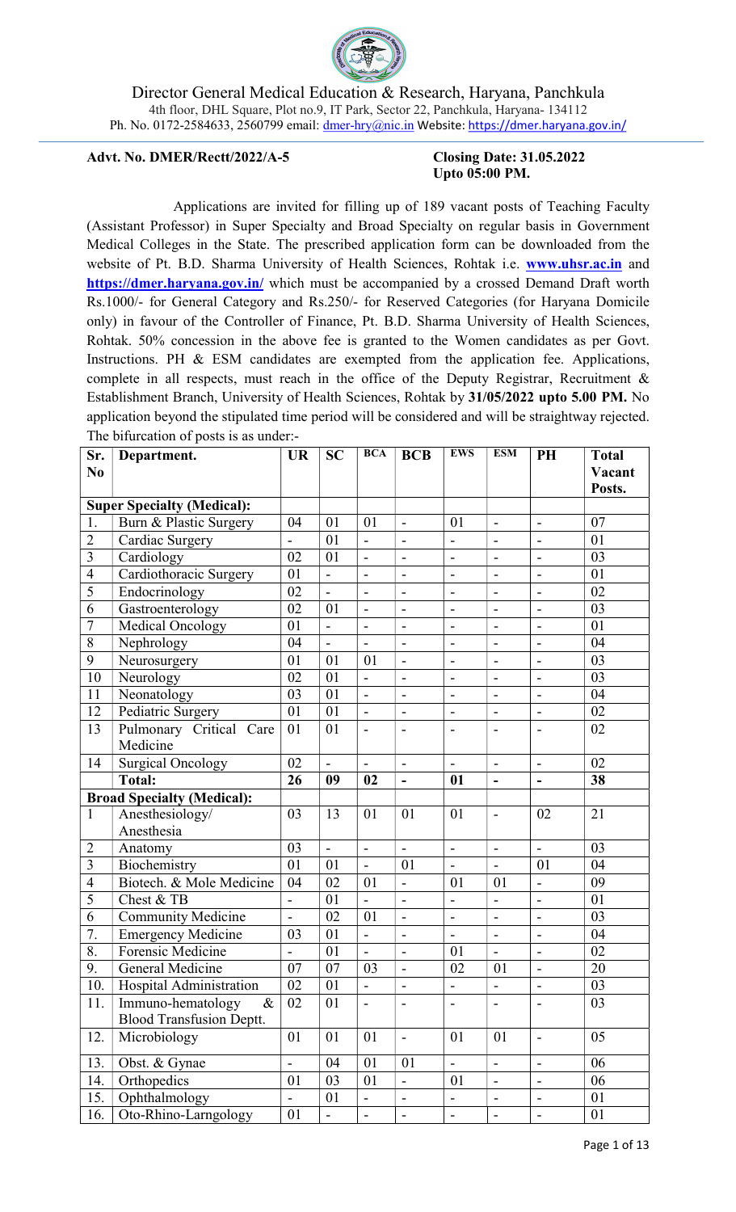# Director General Medical Education & Research, Haryana, Panchkula

4th floor, DHL Square, Plot no.9, IT Park, Sector 22, Panchkula, Haryana- 134112
Ph. No. 0172-2584633, 2560799 email: dmer-hry@nic.in Website: https://dmer.haryana.gov.in/

**Advt. No. DMER/Rectt/2022/A-5** **Closing Date: 31.05.2022 Upto 05:00 PM.**

Applications are invited for filling up of 189 vacant posts of Teaching Faculty (Assistant Professor) in Super Specialty and Broad Specialty on regular basis in Government Medical Colleges in the State. The prescribed application form can be downloaded from the website of Pt. B.D. Sharma University of Health Sciences, Rohtak i.e. **www.uhsr.ac.in** and **https://dmer.haryana.gov.in/** which must be accompanied by a crossed Demand Draft worth Rs.1000/- for General Category and Rs.250/- for Reserved Categories (for Haryana Domicile only) in favour of the Controller of Finance, Pt. B.D. Sharma University of Health Sciences, Rohtak. 50% concession in the above fee is granted to the Women candidates as per Govt. Instructions. PH & ESM candidates are exempted from the application fee. Applications, complete in all respects, must reach in the office of the Deputy Registrar, Recruitment & Establishment Branch, University of Health Sciences, Rohtak by **31/05/2022 upto 5.00 PM.** No application beyond the stipulated time period will be considered and will be straightway rejected. The bifurcation of posts is as under:-

| Sr. No | Department. | UR | SC | BCA | BCB | EWS | ESM | PH | Total Vacant Posts. |
|---|---|---|---|---|---|---|---|---|---|
| **Super Specialty (Medical):** | | | | | | | | | |
| 1. | Burn & Plastic Surgery | 04 | 01 | 01 | - | 01 | - | - | 07 |
| 2 | Cardiac Surgery | - | 01 | - | - | - | - | - | 01 |
| 3 | Cardiology | 02 | 01 | - | - | - | - | - | 03 |
| 4 | Cardiothoracic Surgery | 01 | - | - | - | - | - | - | 01 |
| 5 | Endocrinology | 02 | - | - | - | - | - | - | 02 |
| 6 | Gastroenterology | 02 | 01 | - | - | - | - | - | 03 |
| 7 | Medical Oncology | 01 | - | - | - | - | - | - | 01 |
| 8 | Nephrology | 04 | - | - | - | - | - | - | 04 |
| 9 | Neurosurgery | 01 | 01 | 01 | - | - | - | - | 03 |
| 10 | Neurology | 02 | 01 | - | - | - | - | - | 03 |
| 11 | Neonatology | 03 | 01 | - | - | - | - | - | 04 |
| 12 | Pediatric Surgery | 01 | 01 | - | - | - | - | - | 02 |
| 13 | Pulmonary Critical Care Medicine | 01 | 01 | - | - | - | - | - | 02 |
| 14 | Surgical Oncology | 02 | - | - | - | - | - | - | 02 |
| | **Total:** | **26** | **09** | **02** | **-** | **01** | **-** | **-** | **38** |
| **Broad Specialty (Medical):** | | | | | | | | | |
| 1 | Anesthesiology/ Anesthesia | 03 | 13 | 01 | 01 | 01 | - | 02 | 21 |
| 2 | Anatomy | 03 | - | - | - | - | - | - | 03 |
| 3 | Biochemistry | 01 | 01 | - | 01 | - | - | 01 | 04 |
| 4 | Biotech. & Mole Medicine | 04 | 02 | 01 | - | 01 | 01 | - | 09 |
| 5 | Chest & TB | - | 01 | - | - | - | - | - | 01 |
| 6 | Community Medicine | - | 02 | 01 | - | - | - | - | 03 |
| 7. | Emergency Medicine | 03 | 01 | - | - | - | - | - | 04 |
| 8. | Forensic Medicine | - | 01 | - | - | 01 | - | - | 02 |
| 9. | General Medicine | 07 | 07 | 03 | - | 02 | 01 | - | 20 |
| 10. | Hospital Administration | 02 | 01 | - | - | - | - | - | 03 |
| 11. | Immuno-hematology & Blood Transfusion Deptt. | 02 | 01 | - | - | - | - | - | 03 |
| 12. | Microbiology | 01 | 01 | 01 | - | 01 | 01 | - | 05 |
| 13. | Obst. & Gynae | - | 04 | 01 | 01 | - | - | - | 06 |
| 14. | Orthopedics | 01 | 03 | 01 | - | 01 | - | - | 06 |
| 15. | Ophthalmology | - | 01 | - | - | - | - | - | 01 |
| 16. | Oto-Rhino-Larngology | 01 | - | - | - | - | - | - | 01 |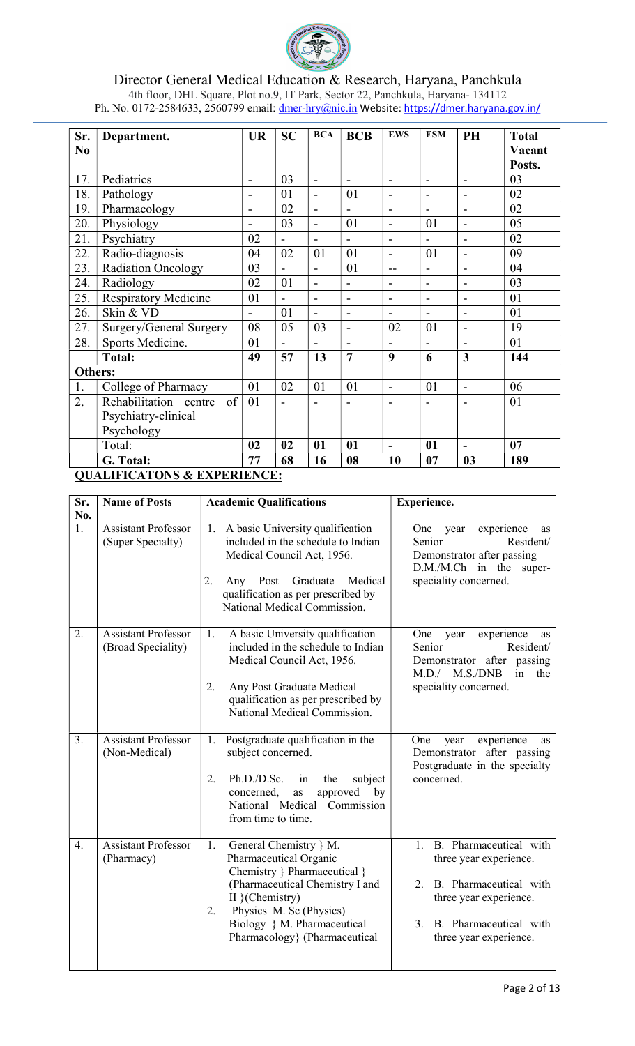# Director General Medical Education & Research, Haryana, Panchkula

4th floor, DHL Square, Plot no.9, IT Park, Sector 22, Panchkula, Haryana- 134112
Ph. No. 0172-2584633, 2560799 email: dmer-hry@nic.in Website: https://dmer.haryana.gov.in/

| Sr. No | Department. | UR | SC | BCA | BCB | EWS | ESM | PH | Total Vacant Posts. |
|---|---|---|---|---|---|---|---|---|---|
| 17. | Pediatrics | - | 03 | - | - | - | - | - | 03 |
| 18. | Pathology | - | 01 | - | 01 | - | - | - | 02 |
| 19. | Pharmacology | - | 02 | - | - | - | - | - | 02 |
| 20. | Physiology | - | 03 | - | 01 | - | 01 | - | 05 |
| 21. | Psychiatry | 02 | - | - | - | - | - | - | 02 |
| 22. | Radio-diagnosis | 04 | 02 | 01 | 01 | - | 01 | - | 09 |
| 23. | Radiation Oncology | 03 | - | - | 01 | -- | - | - | 04 |
| 24. | Radiology | 02 | 01 | - | - | - | - | - | 03 |
| 25. | Respiratory Medicine | 01 | - | - | - | - | - | - | 01 |
| 26. | Skin & VD | - | 01 | - | - | - | - | - | 01 |
| 27. | Surgery/General Surgery | 08 | 05 | 03 | - | 02 | 01 | - | 19 |
| 28. | Sports Medicine. | 01 | - | - | - | - | - | - | 01 |
| | **Total:** | **49** | **57** | **13** | **7** | **9** | **6** | **3** | **144** |
| **Others:** | | | | | | | | | |
| 1. | College of Pharmacy | 01 | 02 | 01 | 01 | - | 01 | - | 06 |
| 2. | Rehabilitation centre of Psychiatry-clinical Psychology | 01 | - | - | - | - | - | - | 01 |
| | Total: | **02** | **02** | **01** | **01** | **-** | **01** | **-** | **07** |
| | **G. Total:** | **77** | **68** | **16** | **08** | **10** | **07** | **03** | **189** |

## QUALIFICATONS & EXPERIENCE:

| Sr. No. | Name of Posts | Academic Qualifications | Experience. |
|---|---|---|---|
| 1. | Assistant Professor (Super Specialty) | 1. A basic University qualification included in the schedule to Indian Medical Council Act, 1956. <br> 2. Any Post Graduate Medical qualification as per prescribed by National Medical Commission. | One year experience as Senior Resident/ Demonstrator after passing D.M./M.Ch in the super-speciality concerned. |
| 2. | Assistant Professor (Broad Speciality) | 1. A basic University qualification included in the schedule to Indian Medical Council Act, 1956. <br> 2. Any Post Graduate Medical qualification as per prescribed by National Medical Commission. | One year experience as Senior Resident/ Demonstrator after passing M.D./ M.S./DNB in the speciality concerned. |
| 3. | Assistant Professor (Non-Medical) | 1. Postgraduate qualification in the subject concerned. <br> 2. Ph.D./D.Sc. in the subject concerned, as approved by National Medical Commission from time to time. | One year experience as Demonstrator after passing Postgraduate in the specialty concerned. |
| 4. | Assistant Professor (Pharmacy) | 1. General Chemistry } M. Pharmaceutical Organic Chemistry } Pharmaceutical } (Pharmaceutical Chemistry I and II }(Chemistry) <br> 2. Physics M. Sc (Physics) Biology } M. Pharmaceutical Pharmacology} (Pharmaceutical | 1. B. Pharmaceutical with three year experience. <br> 2. B. Pharmaceutical with three year experience. <br> 3. B. Pharmaceutical with three year experience. |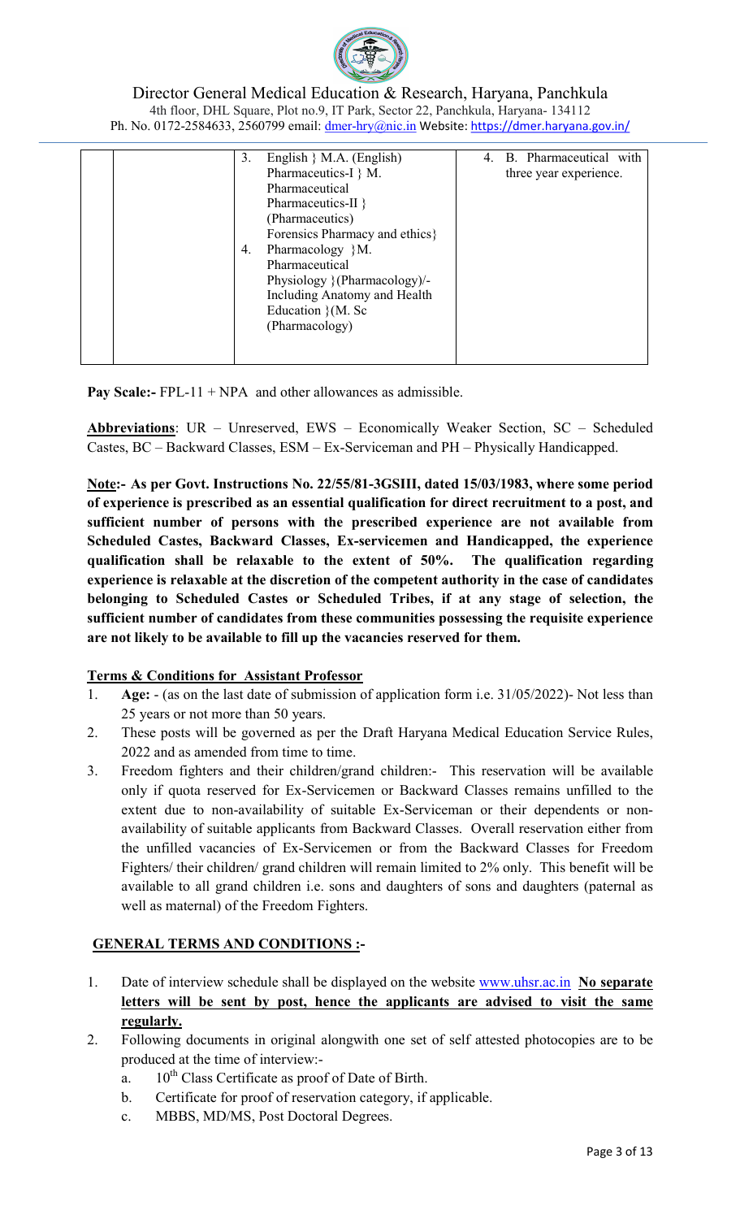Director General Medical Education & Research, Haryana, Panchkula
4th floor, DHL Square, Plot no.9, IT Park, Sector 22, Panchkula, Haryana- 134112
Ph. No. 0172-2584633, 2560799 email: dmer-hry@nic.in Website: https://dmer.haryana.gov.in/

| | | | |
|---|---|---|---|
| | | 3. English } M.A. (English)<br>Pharmaceutics-I } M. Pharmaceutical<br>Pharmaceutics-II } (Pharmaceutics)<br>Forensics Pharmacy and ethics}<br>4. Pharmacology }M. Pharmaceutical<br>Physiology }(Pharmacology)/-<br>Including Anatomy and Health Education }(M. Sc (Pharmacology) | 4. B. Pharmaceutical with three year experience. |

**Pay Scale:-** FPL-11 + NPA and other allowances as admissible.

**Abbreviations**: UR – Unreserved, EWS – Economically Weaker Section, SC – Scheduled Castes, BC – Backward Classes, ESM – Ex-Serviceman and PH – Physically Handicapped.

**Note:- As per Govt. Instructions No. 22/55/81-3GSIII, dated 15/03/1983, where some period of experience is prescribed as an essential qualification for direct recruitment to a post, and sufficient number of persons with the prescribed experience are not available from Scheduled Castes, Backward Classes, Ex-servicemen and Handicapped, the experience qualification shall be relaxable to the extent of 50%. The qualification regarding experience is relaxable at the discretion of the competent authority in the case of candidates belonging to Scheduled Castes or Scheduled Tribes, if at any stage of selection, the sufficient number of candidates from these communities possessing the requisite experience are not likely to be available to fill up the vacancies reserved for them.**

**Terms & Conditions for Assistant Professor**

1. **Age:** - (as on the last date of submission of application form i.e. 31/05/2022)- Not less than 25 years or not more than 50 years.
2. These posts will be governed as per the Draft Haryana Medical Education Service Rules, 2022 and as amended from time to time.
3. Freedom fighters and their children/grand children:- This reservation will be available only if quota reserved for Ex-Servicemen or Backward Classes remains unfilled to the extent due to non-availability of suitable Ex-Serviceman or their dependents or non-availability of suitable applicants from Backward Classes. Overall reservation either from the unfilled vacancies of Ex-Servicemen or from the Backward Classes for Freedom Fighters/ their children/ grand children will remain limited to 2% only. This benefit will be available to all grand children i.e. sons and daughters of sons and daughters (paternal as well as maternal) of the Freedom Fighters.

**GENERAL TERMS AND CONDITIONS :-**

1. Date of interview schedule shall be displayed on the website www.uhsr.ac.in **No separate letters will be sent by post, hence the applicants are advised to visit the same regularly.**
2. Following documents in original alongwith one set of self attested photocopies are to be produced at the time of interview:-
   a. 10th Class Certificate as proof of Date of Birth.
   b. Certificate for proof of reservation category, if applicable.
   c. MBBS, MD/MS, Post Doctoral Degrees.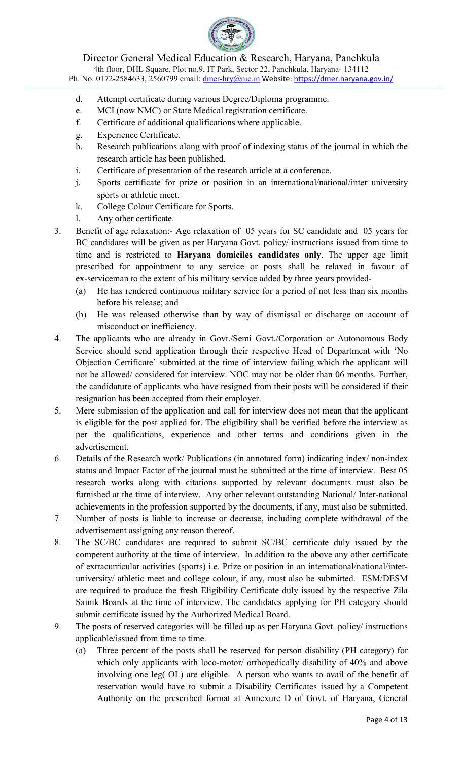d. Attempt certificate during various Degree/Diploma programme.
e. MCI (now NMC) or State Medical registration certificate.
f. Certificate of additional qualifications where applicable.
g. Experience Certificate.
h. Research publications along with proof of indexing status of the journal in which the research article has been published.
i. Certificate of presentation of the research article at a conference.
j. Sports certificate for prize or position in an international/national/inter university sports or athletic meet.
k. College Colour Certificate for Sports.
l. Any other certificate.

3. Benefit of age relaxation:- Age relaxation of 05 years for SC candidate and 05 years for BC candidates will be given as per Haryana Govt. policy/ instructions issued from time to time and is restricted to **Haryana domiciles candidates only**. The upper age limit prescribed for appointment to any service or posts shall be relaxed in favour of ex-serviceman to the extent of his military service added by three years provided-
   (a) He has rendered continuous military service for a period of not less than six months before his release; and
   (b) He was released otherwise than by way of dismissal or discharge on account of misconduct or inefficiency.
4. The applicants who are already in Govt./Semi Govt./Corporation or Autonomous Body Service should send application through their respective Head of Department with 'No Objection Certificate' submitted at the time of interview failing which the applicant will not be allowed/ considered for interview. NOC may not be older than 06 months. Further, the candidature of applicants who have resigned from their posts will be considered if their resignation has been accepted from their employer.
5. Mere submission of the application and call for interview does not mean that the applicant is eligible for the post applied for. The eligibility shall be verified before the interview as per the qualifications, experience and other terms and conditions given in the advertisement.
6. Details of the Research work/ Publications (in annotated form) indicating index/ non-index status and Impact Factor of the journal must be submitted at the time of interview. Best 05 research works along with citations supported by relevant documents must also be furnished at the time of interview. Any other relevant outstanding National/ Inter-national achievements in the profession supported by the documents, if any, must also be submitted.
7. Number of posts is liable to increase or decrease, including complete withdrawal of the advertisement assigning any reason thereof.
8. The SC/BC candidates are required to submit SC/BC certificate duly issued by the competent authority at the time of interview. In addition to the above any other certificate of extracurricular activities (sports) i.e. Prize or position in an international/national/inter-university/ athletic meet and college colour, if any, must also be submitted. ESM/DESM are required to produce the fresh Eligibility Certificate duly issued by the respective Zila Sainik Boards at the time of interview. The candidates applying for PH category should submit certificate issued by the Authorized Medical Board.
9. The posts of reserved categories will be filled up as per Haryana Govt. policy/ instructions applicable/issued from time to time.
   (a) Three percent of the posts shall be reserved for person disability (PH category) for which only applicants with loco-motor/ orthopedically disability of 40% and above involving one leg( OL) are eligible. A person who wants to avail of the benefit of reservation would have to submit a Disability Certificates issued by a Competent Authority on the prescribed format at Annexure D of Govt. of Haryana, General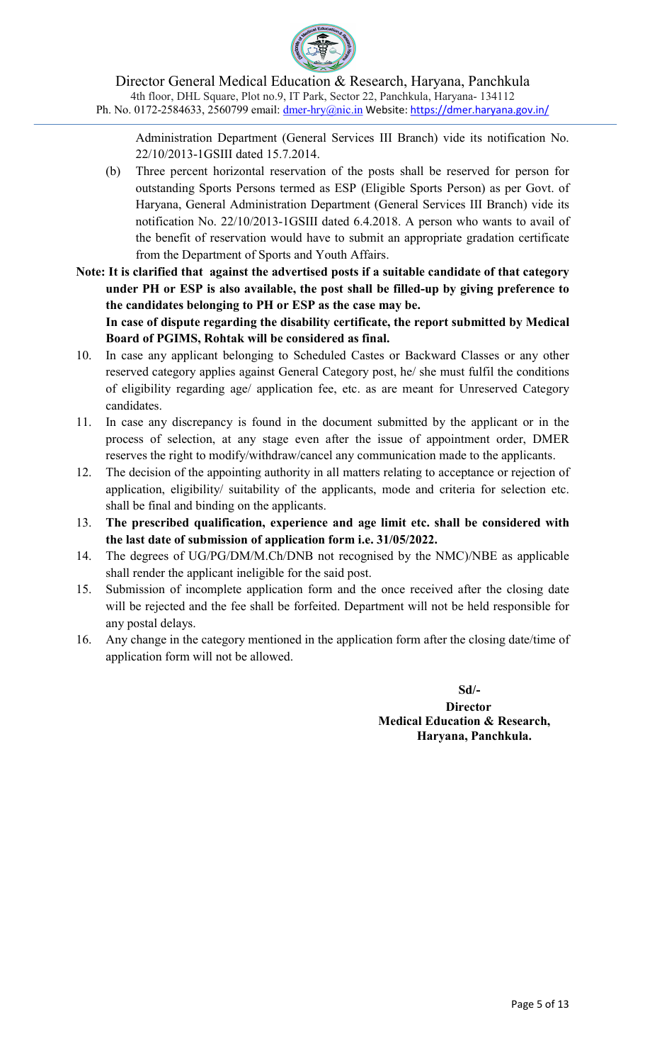Administration Department (General Services III Branch) vide its notification No. 22/10/2013-1GSIII dated 15.7.2014.

(b) Three percent horizontal reservation of the posts shall be reserved for person for outstanding Sports Persons termed as ESP (Eligible Sports Person) as per Govt. of Haryana, General Administration Department (General Services III Branch) vide its notification No. 22/10/2013-1GSIII dated 6.4.2018. A person who wants to avail of the benefit of reservation would have to submit an appropriate gradation certificate from the Department of Sports and Youth Affairs.

**Note: It is clarified that against the advertised posts if a suitable candidate of that category under PH or ESP is also available, the post shall be filled-up by giving preference to the candidates belonging to PH or ESP as the case may be.**

**In case of dispute regarding the disability certificate, the report submitted by Medical Board of PGIMS, Rohtak will be considered as final.**

10. In case any applicant belonging to Scheduled Castes or Backward Classes or any other reserved category applies against General Category post, he/ she must fulfil the conditions of eligibility regarding age/ application fee, etc. as are meant for Unreserved Category candidates.
11. In case any discrepancy is found in the document submitted by the applicant or in the process of selection, at any stage even after the issue of appointment order, DMER reserves the right to modify/withdraw/cancel any communication made to the applicants.
12. The decision of the appointing authority in all matters relating to acceptance or rejection of application, eligibility/ suitability of the applicants, mode and criteria for selection etc. shall be final and binding on the applicants.
13. **The prescribed qualification, experience and age limit etc. shall be considered with the last date of submission of application form i.e. 31/05/2022.**
14. The degrees of UG/PG/DM/M.Ch/DNB not recognised by the NMC)/NBE as applicable shall render the applicant ineligible for the said post.
15. Submission of incomplete application form and the once received after the closing date will be rejected and the fee shall be forfeited. Department will not be held responsible for any postal delays.
16. Any change in the category mentioned in the application form after the closing date/time of application form will not be allowed.

**Sd/-**

**Director**
**Medical Education & Research,**
**Haryana, Panchkula.**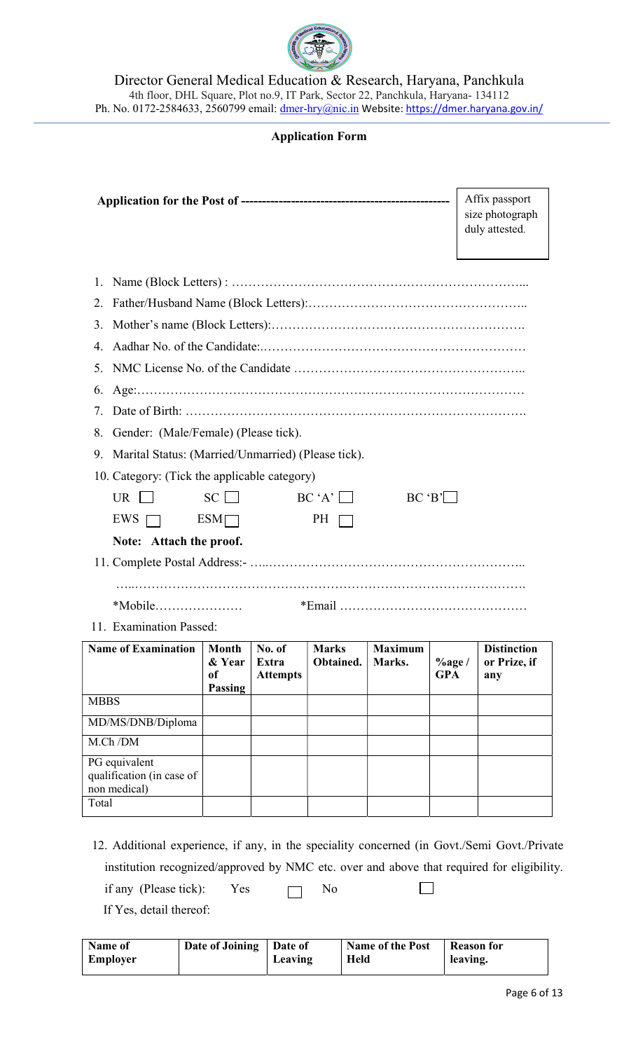Director General Medical Education & Research, Haryana, Panchkula

4th floor, DHL Square, Plot no.9, IT Park, Sector 22, Panchkula, Haryana- 134112

Ph. No. 0172-2584633, 2560799 email: dmer-hry@nic.in Website: https://dmer.haryana.gov.in/

## Application Form

**Application for the Post of --------------------------------------------------**

Affix passport size photograph duly attested.

1. Name (Block Letters) : …………………………………………………………………...
2. Father/Husband Name (Block Letters):……………………………………………..
3. Mother's name (Block Letters):…………………………………………………….
4. Aadhar No. of the Candidate:.………………………………………………………
5. NMC License No. of the Candidate ……………………………………………..
6. Age:……………………………………………………………………………………
7. Date of Birth: ……………………………………………………………………….
8. Gender: (Male/Female) (Please tick).
9. Marital Status: (Married/Unmarried) (Please tick).
10. Category: (Tick the applicable category)

    UR ☐ SC ☐ BC 'A' ☐ BC 'B' ☐

    EWS ☐ ESM ☐ PH ☐

    **Note: Attach the proof.**

11. Complete Postal Address:- …..…………………………………………………..

    …..…………………………………………………………………………….

    *Mobile………………… *Email ……………………………………

11. Examination Passed:

| Name of Examination | Month & Year of Passing | No. of Extra Attempts | Marks Obtained. | Maximum Marks. | %age / GPA | Distinction or Prize, if any |
|---|---|---|---|---|---|---|
| MBBS | | | | | | |
| MD/MS/DNB/Diploma | | | | | | |
| M.Ch /DM | | | | | | |
| PG equivalent qualification (in case of non medical) | | | | | | |
| Total | | | | | | |

12. Additional experience, if any, in the speciality concerned (in Govt./Semi Govt./Private institution recognized/approved by NMC etc. over and above that required for eligibility. if any (Please tick): Yes ☐ No ☐

    If Yes, detail thereof:

| Name of Employer | Date of Joining | Date of Leaving | Name of the Post Held | Reason for leaving. |
|---|---|---|---|---|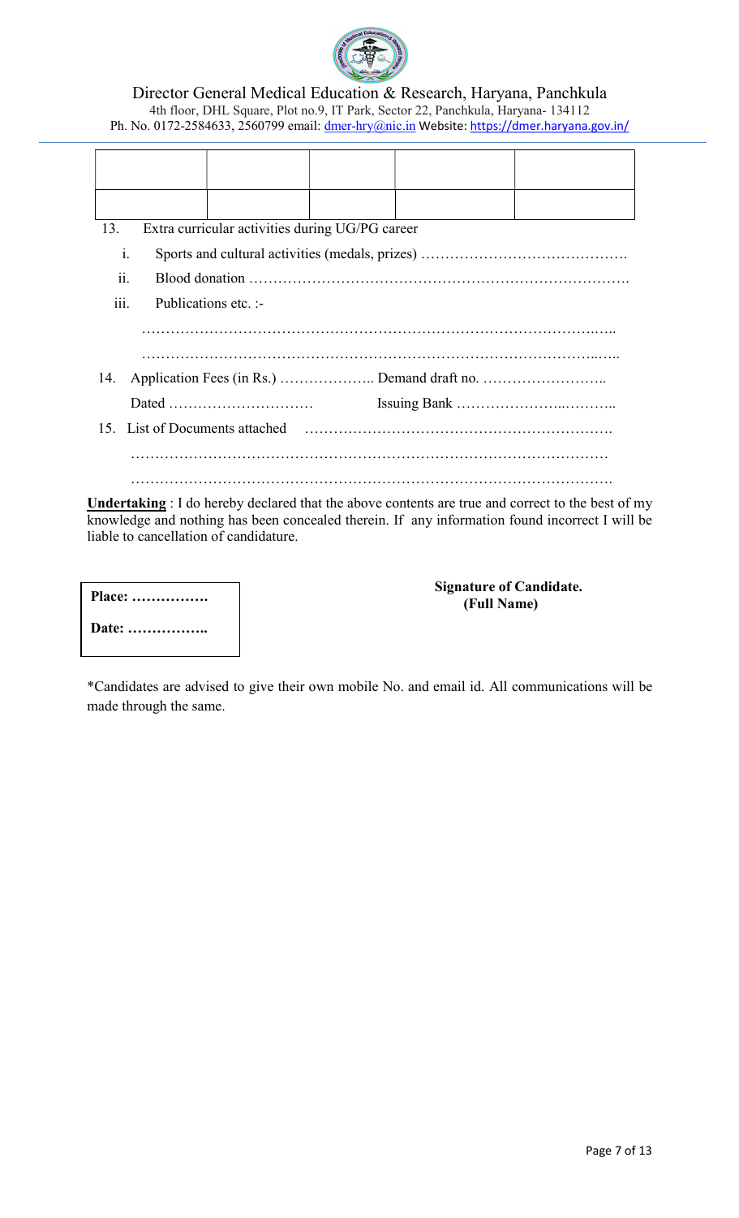# Director General Medical Education & Research, Haryana, Panchkula

4th floor, DHL Square, Plot no.9, IT Park, Sector 22, Panchkula, Haryana- 134112
Ph. No. 0172-2584633, 2560799 email: dmer-hry@nic.in Website: https://dmer.haryana.gov.in/

|  |  |  |  |  |
|---|---|---|---|---|
|  |  |  |  |  |
|  |  |  |  |  |

13. Extra curricular activities during UG/PG career
    - i. Sports and cultural activities (medals, prizes) …………………………………….
    - ii. Blood donation ………………………………………………………………….
    - iii. Publications etc. :-

      ………………………………………………………………………………..…..

      ……………………………………………………………………………...…..

14. Application Fees (in Rs.) ……………….. Demand draft no. ……………………..

    Dated ………………………… Issuing Bank ………………...………..

15. List of Documents attached ……………………………………………………….

    ………………………………………………………………………………………

    ……………………………………………………………………………………….

**Undertaking** : I do hereby declared that the above contents are true and correct to the best of my knowledge and nothing has been concealed therein. If any information found incorrect I will be liable to cancellation of candidature.

**Place: …………….**

**Date: ……………..**

**Signature of Candidate.**
**(Full Name)**

*Candidates are advised to give their own mobile No. and email id. All communications will be made through the same.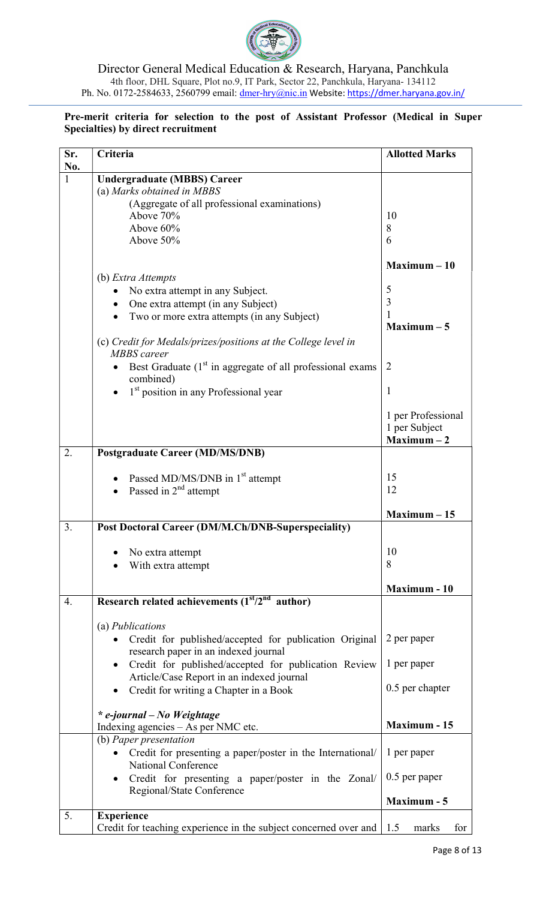Director General Medical Education & Research, Haryana, Panchkula

4th floor, DHL Square, Plot no.9, IT Park, Sector 22, Panchkula, Haryana- 134112

Ph. No. 0172-2584633, 2560799 email: dmer-hry@nic.in Website: https://dmer.haryana.gov.in/

**Pre-merit criteria for selection to the post of Assistant Professor (Medical in Super Specialties) by direct recruitment**

| Sr. No. | Criteria | Allotted Marks |
|---|---|---|
| 1 | **Undergraduate (MBBS) Career** | |
| | (a) *Marks obtained in MBBS* (Aggregate of all professional examinations) | |
| | Above 70% | 10 |
| | Above 60% | 8 |
| | Above 50% | 6 |
| | | **Maximum – 10** |
| | (b) *Extra Attempts* | |
| | • No extra attempt in any Subject. | 5 |
| | • One extra attempt (in any Subject) | 3 |
| | • Two or more extra attempts (in any Subject) | 1 |
| | | **Maximum – 5** |
| | (c) *Credit for Medals/prizes/positions at the College level in MBBS career* | |
| | • Best Graduate (1st in aggregate of all professional exams combined) | 2 |
| | • 1st position in any Professional year | 1 |
| | | 1 per Professional<br>1 per Subject<br>**Maximum – 2** |
| 2. | **Postgraduate Career (MD/MS/DNB)** | |
| | • Passed MD/MS/DNB in 1st attempt | 15 |
| | • Passed in 2nd attempt | 12 |
| | | **Maximum – 15** |
| 3. | **Post Doctoral Career (DM/M.Ch/DNB-Superspeciality)** | |
| | • No extra attempt | 10 |
| | • With extra attempt | 8 |
| | | **Maximum - 10** |
| 4. | **Research related achievements (1st/2nd author)** | |
| | (a) *Publications* | |
| | • Credit for published/accepted for publication Original research paper in an indexed journal | 2 per paper |
| | • Credit for published/accepted for publication Review Article/Case Report in an indexed journal | 1 per paper |
| | • Credit for writing a Chapter in a Book | 0.5 per chapter |
| | ***e-journal – No Weightage***<br>Indexing agencies – As per NMC etc. | **Maximum - 15** |
| | (b) *Paper presentation* | |
| | • Credit for presenting a paper/poster in the International/ National Conference | 1 per paper |
| | • Credit for presenting a paper/poster in the Zonal/ Regional/State Conference | 0.5 per paper |
| | | **Maximum - 5** |
| 5. | **Experience**<br>Credit for teaching experience in the subject concerned over and | 1.5 marks for |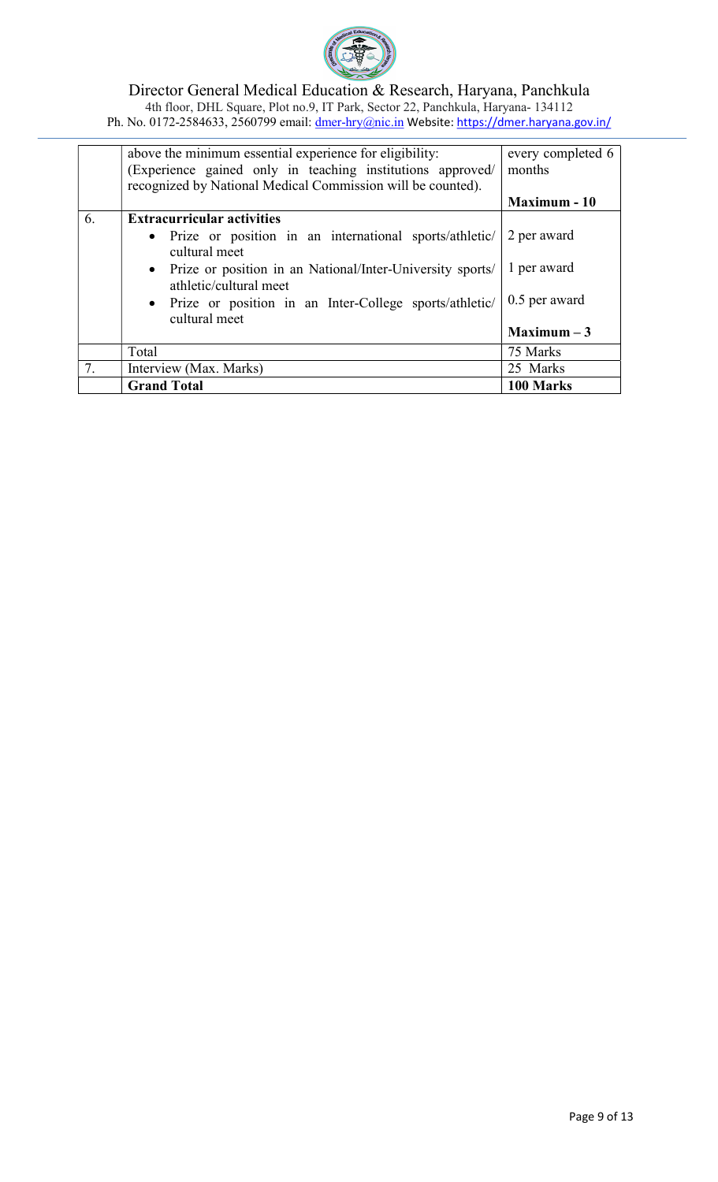| | | |
|---|---|---|
| | above the minimum essential experience for eligibility: (Experience gained only in teaching institutions approved/ recognized by National Medical Commission will be counted). | every completed 6 months<br><br>**Maximum - 10** |
| 6. | **Extracurricular activities**<br>• Prize or position in an international sports/athletic/ cultural meet<br>• Prize or position in an National/Inter-University sports/ athletic/cultural meet<br>• Prize or position in an Inter-College sports/athletic/ cultural meet | <br>2 per award<br>1 per award<br>0.5 per award<br><br>**Maximum – 3** |
| | Total | 75 Marks |
| 7. | Interview (Max. Marks) | 25 Marks |
| | **Grand Total** | **100 Marks** |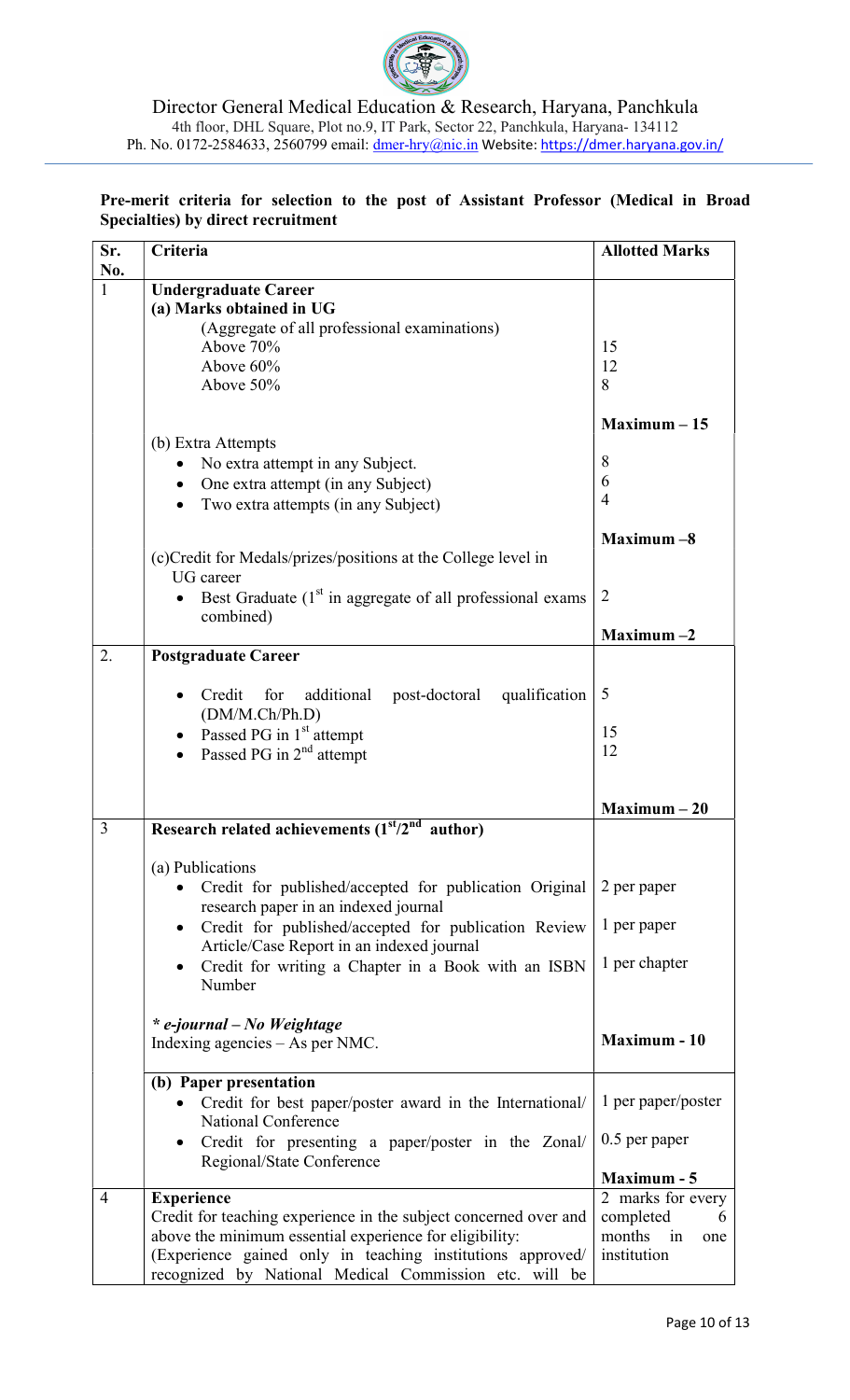Director General Medical Education & Research, Haryana, Panchkula

4th floor, DHL Square, Plot no.9, IT Park, Sector 22, Panchkula, Haryana- 134112

Ph. No. 0172-2584633, 2560799 email: dmer-hry@nic.in Website: https://dmer.haryana.gov.in/

**Pre-merit criteria for selection to the post of Assistant Professor (Medical in Broad Specialties) by direct recruitment**

| Sr. No. | Criteria | Allotted Marks |
|---|---|---|
| 1 | **Undergraduate Career**<br>**(a) Marks obtained in UG**<br>(Aggregate of all professional examinations)<br>Above 70%<br>Above 60%<br>Above 50% | <br><br><br>15<br>12<br>8<br>**Maximum – 15** |
| | (b) Extra Attempts<br>• No extra attempt in any Subject.<br>• One extra attempt (in any Subject)<br>• Two extra attempts (in any Subject) | <br>8<br>6<br>4<br>**Maximum –8** |
| | (c)Credit for Medals/prizes/positions at the College level in UG career<br>• Best Graduate (1st in aggregate of all professional exams combined) | <br><br>2<br>**Maximum –2** |
| 2. | **Postgraduate Career**<br>• Credit for additional post-doctoral qualification (DM/M.Ch/Ph.D)<br>• Passed PG in 1st attempt<br>• Passed PG in 2nd attempt | <br>5<br><br>15<br>12<br>**Maximum – 20** |
| 3 | **Research related achievements (1st/2nd author)**<br>(a) Publications<br>• Credit for published/accepted for publication Original research paper in an indexed journal<br>• Credit for published/accepted for publication Review Article/Case Report in an indexed journal<br>• Credit for writing a Chapter in a Book with an ISBN Number<br>***e-journal – No Weightage***<br>Indexing agencies – As per NMC. | <br><br>2 per paper<br><br>1 per paper<br><br>1 per chapter<br><br>**Maximum - 10** |
| | **(b) Paper presentation**<br>• Credit for best paper/poster award in the International/ National Conference<br>• Credit for presenting a paper/poster in the Zonal/ Regional/State Conference | <br>1 per paper/poster<br><br>0.5 per paper<br>**Maximum - 5** |
| 4 | **Experience**<br>Credit for teaching experience in the subject concerned over and above the minimum essential experience for eligibility:<br>(Experience gained only in teaching institutions approved/ recognized by National Medical Commission etc. will be | 2 marks for every completed 6 months in one institution |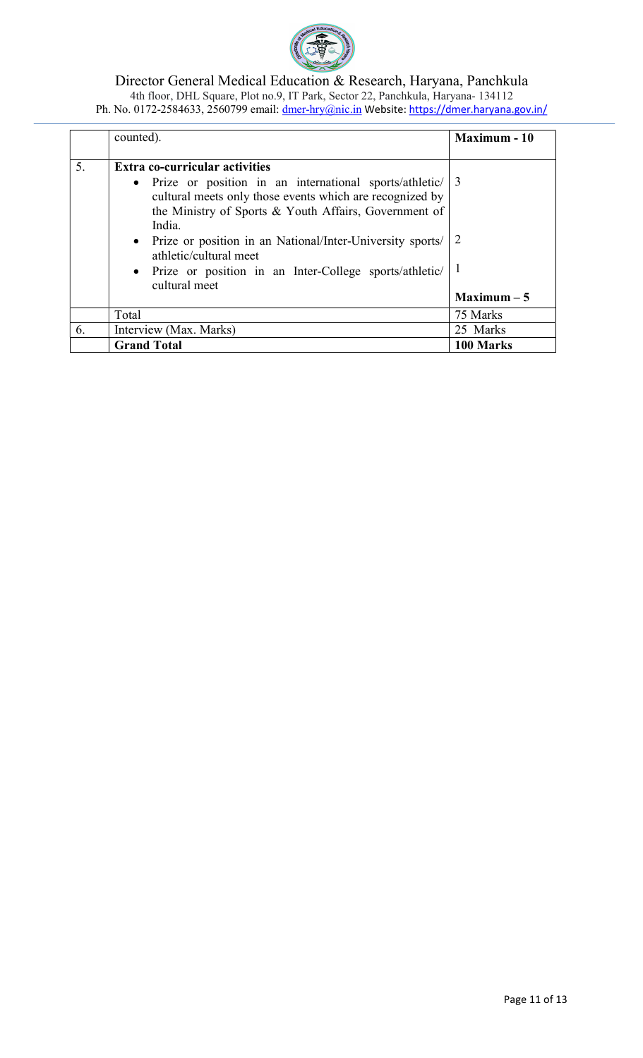| | | |
|---|---|---|
| | counted). | **Maximum - 10** |
| 5. | **Extra co-curricular activities**<br>• Prize or position in an international sports/athletic/ cultural meets only those events which are recognized by the Ministry of Sports & Youth Affairs, Government of India.<br>• Prize or position in an National/Inter-University sports/ athletic/cultural meet<br>• Prize or position in an Inter-College sports/athletic/ cultural meet | 3<br><br>2<br><br>1<br><br>**Maximum – 5** |
| | Total | 75 Marks |
| 6. | Interview (Max. Marks) | 25 Marks |
| | **Grand Total** | **100 Marks** |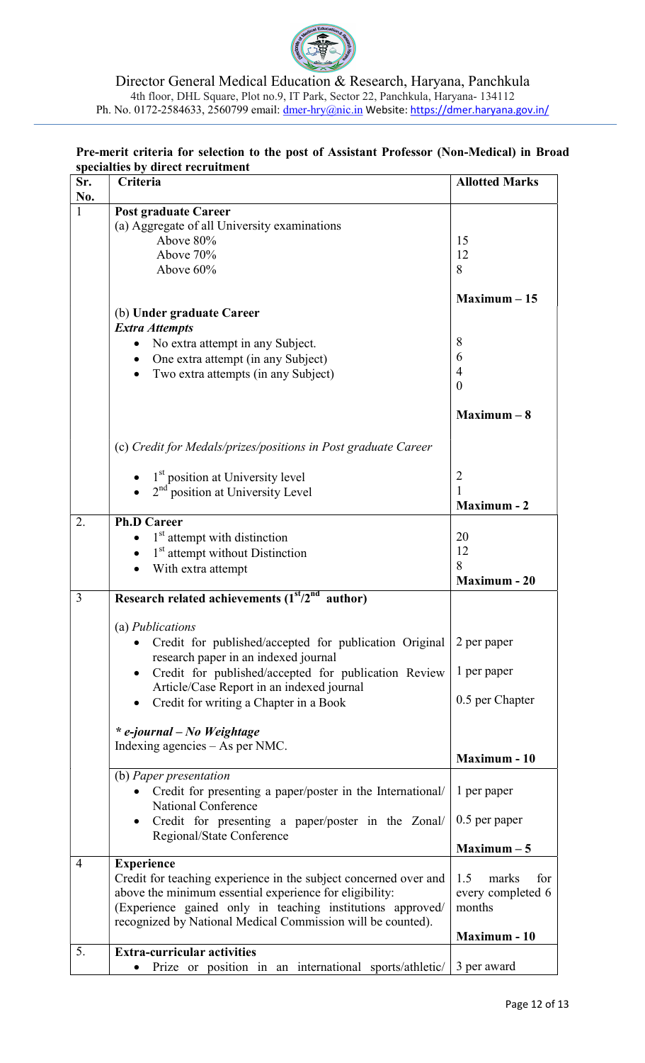Director General Medical Education & Research, Haryana, Panchkula

4th floor, DHL Square, Plot no.9, IT Park, Sector 22, Panchkula, Haryana- 134112

Ph. No. 0172-2584633, 2560799 email: dmer-hry@nic.in Website: https://dmer.haryana.gov.in/

**Pre-merit criteria for selection to the post of Assistant Professor (Non-Medical) in Broad specialties by direct recruitment**

| Sr. No. | Criteria | Allotted Marks |
|---|---|---|
| 1 | **Post graduate Career** | |
| | (a) Aggregate of all University examinations | |
| | Above 80% | 15 |
| | Above 70% | 12 |
| | Above 60% | 8 |
| | | **Maximum – 15** |
| | (b) **Under graduate Career** | |
| | ***Extra Attempts*** | |
| | • No extra attempt in any Subject. | 8 |
| | • One extra attempt (in any Subject) | 6 |
| | • Two extra attempts (in any Subject) | 4 |
| | | 0 |
| | | **Maximum – 8** |
| | (c) *Credit for Medals/prizes/positions in Post graduate Career* | |
| | • 1st position at University level | 2 |
| | • 2nd position at University Level | 1 |
| | | **Maximum - 2** |
| 2. | **Ph.D Career** | |
| | • 1st attempt with distinction | 20 |
| | • 1st attempt without Distinction | 12 |
| | • With extra attempt | 8 |
| | | **Maximum - 20** |
| 3 | **Research related achievements (1st/2nd author)** | |
| | (a) *Publications* | |
| | • Credit for published/accepted for publication Original research paper in an indexed journal | 2 per paper |
| | • Credit for published/accepted for publication Review Article/Case Report in an indexed journal | 1 per paper |
| | • Credit for writing a Chapter in a Book | 0.5 per Chapter |
| | ***\* e-journal – No Weightage*** | |
| | Indexing agencies – As per NMC. | |
| | | **Maximum - 10** |
| | (b) *Paper presentation* | |
| | • Credit for presenting a paper/poster in the International/ National Conference | 1 per paper |
| | • Credit for presenting a paper/poster in the Zonal/ Regional/State Conference | 0.5 per paper |
| | | **Maximum – 5** |
| 4 | **Experience** | |
| | Credit for teaching experience in the subject concerned over and above the minimum essential experience for eligibility: (Experience gained only in teaching institutions approved/ recognized by National Medical Commission will be counted). | 1.5 marks for every completed 6 months |
| | | **Maximum - 10** |
| 5. | **Extra-curricular activities** | |
| | • Prize or position in an international sports/athletic/ | 3 per award |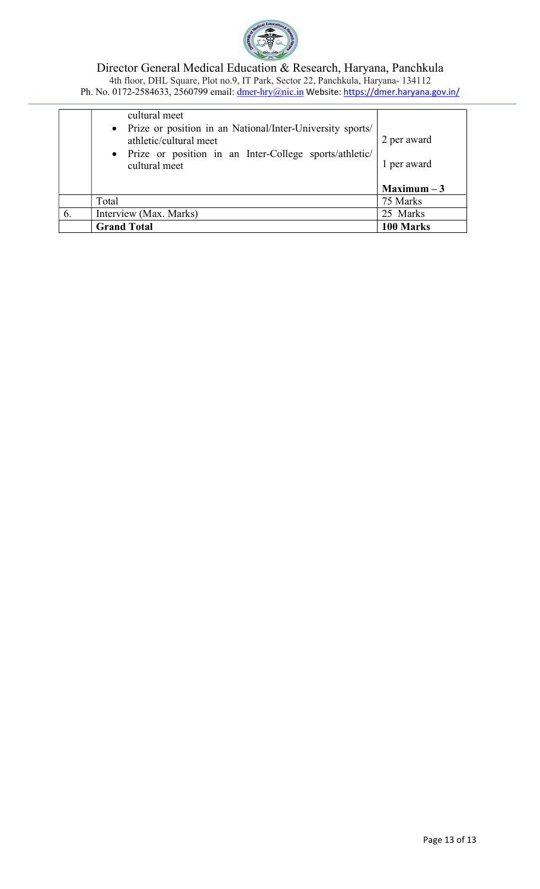| | | |
|---|---|---|
| | cultural meet<br>• Prize or position in an National/Inter-University sports/ athletic/cultural meet<br>• Prize or position in an Inter-College sports/athletic/ cultural meet | <br>2 per award<br>1 per award<br>**Maximum – 3** |
| | Total | 75 Marks |
| 6. | Interview (Max. Marks) | 25 Marks |
| | **Grand Total** | **100 Marks** |